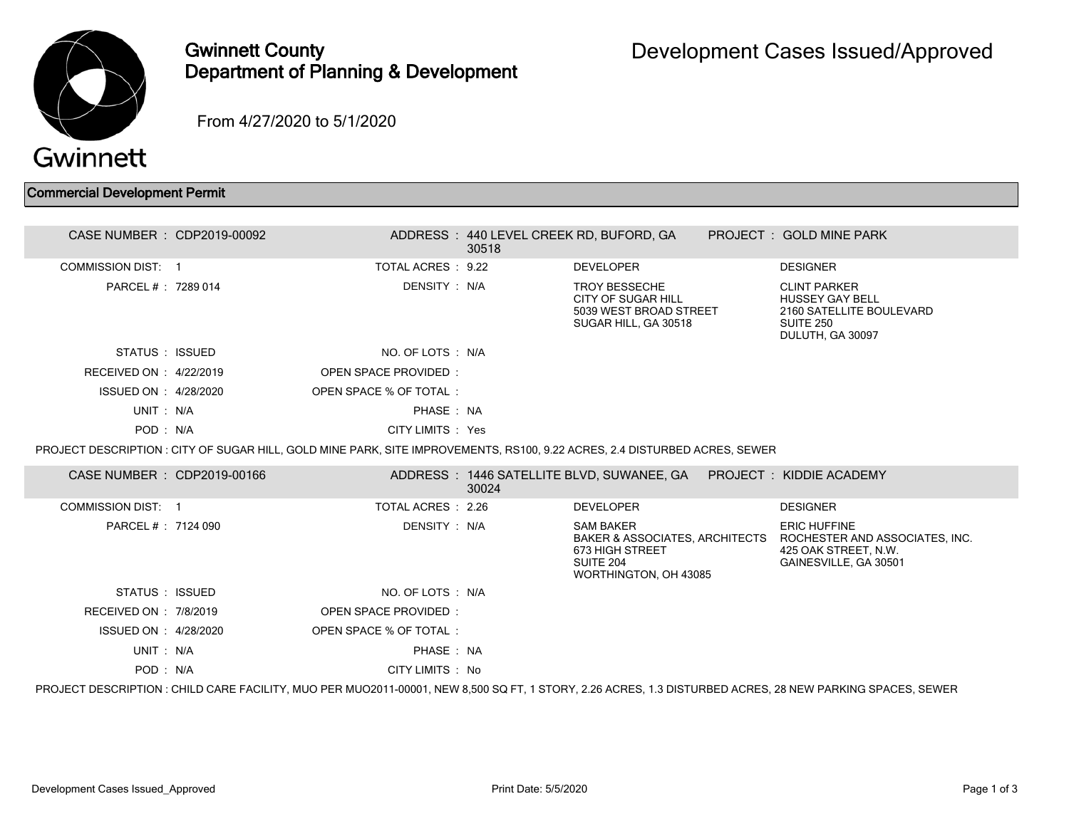# Gwinnett County Department of Planning & Development

## Development Cases Issued/Approved

From 4/27/2020 to 5/1/2020

### Commercial Development Permit

**CASE NUMBER :** CDP2019-00092
**ADDRESS :** 440 LEVEL CREEK RD, BUFORD, GA 30518
**PROJECT :** GOLD MINE PARK

| | | | | | |
|---|---|---|---|---|---|
| COMMISSION DIST: | 1 | TOTAL ACRES : | 9.22 | **DEVELOPER** | **DESIGNER** |
| PARCEL # : | 7289 014 | DENSITY : | N/A | TROY BESSECHE<br>CITY OF SUGAR HILL<br>5039 WEST BROAD STREET<br>SUGAR HILL, GA 30518 | CLINT PARKER<br>HUSSEY GAY BELL<br>2160 SATELLITE BOULEVARD<br>SUITE 250<br>DULUTH, GA 30097 |
| STATUS : | ISSUED | NO. OF LOTS : | N/A | | |
| RECEIVED ON : | 4/22/2019 | OPEN SPACE PROVIDED : | | | |
| ISSUED ON : | 4/28/2020 | OPEN SPACE % OF TOTAL : | | | |
| UNIT : | N/A | PHASE : | NA | | |
| POD : | N/A | CITY LIMITS : | Yes | | |

PROJECT DESCRIPTION : CITY OF SUGAR HILL, GOLD MINE PARK, SITE IMPROVEMENTS, RS100, 9.22 ACRES, 2.4 DISTURBED ACRES, SEWER

**CASE NUMBER :** CDP2019-00166
**ADDRESS :** 1446 SATELLITE BLVD, SUWANEE, GA 30024
**PROJECT :** KIDDIE ACADEMY

| | | | | | |
|---|---|---|---|---|---|
| COMMISSION DIST: | 1 | TOTAL ACRES : | 2.26 | **DEVELOPER** | **DESIGNER** |
| PARCEL # : | 7124 090 | DENSITY : | N/A | SAM BAKER<br>BAKER & ASSOCIATES, ARCHITECTS<br>673 HIGH STREET<br>SUITE 204<br>WORTHINGTON, OH 43085 | ERIC HUFFINE<br>ROCHESTER AND ASSOCIATES, INC.<br>425 OAK STREET, N.W.<br>GAINESVILLE, GA 30501 |
| STATUS : | ISSUED | NO. OF LOTS : | N/A | | |
| RECEIVED ON : | 7/8/2019 | OPEN SPACE PROVIDED : | | | |
| ISSUED ON : | 4/28/2020 | OPEN SPACE % OF TOTAL : | | | |
| UNIT : | N/A | PHASE : | NA | | |
| POD : | N/A | CITY LIMITS : | No | | |

PROJECT DESCRIPTION : CHILD CARE FACILITY, MUO PER MUO2011-00001, NEW 8,500 SQ FT, 1 STORY, 2.26 ACRES, 1.3 DISTURBED ACRES, 28 NEW PARKING SPACES, SEWER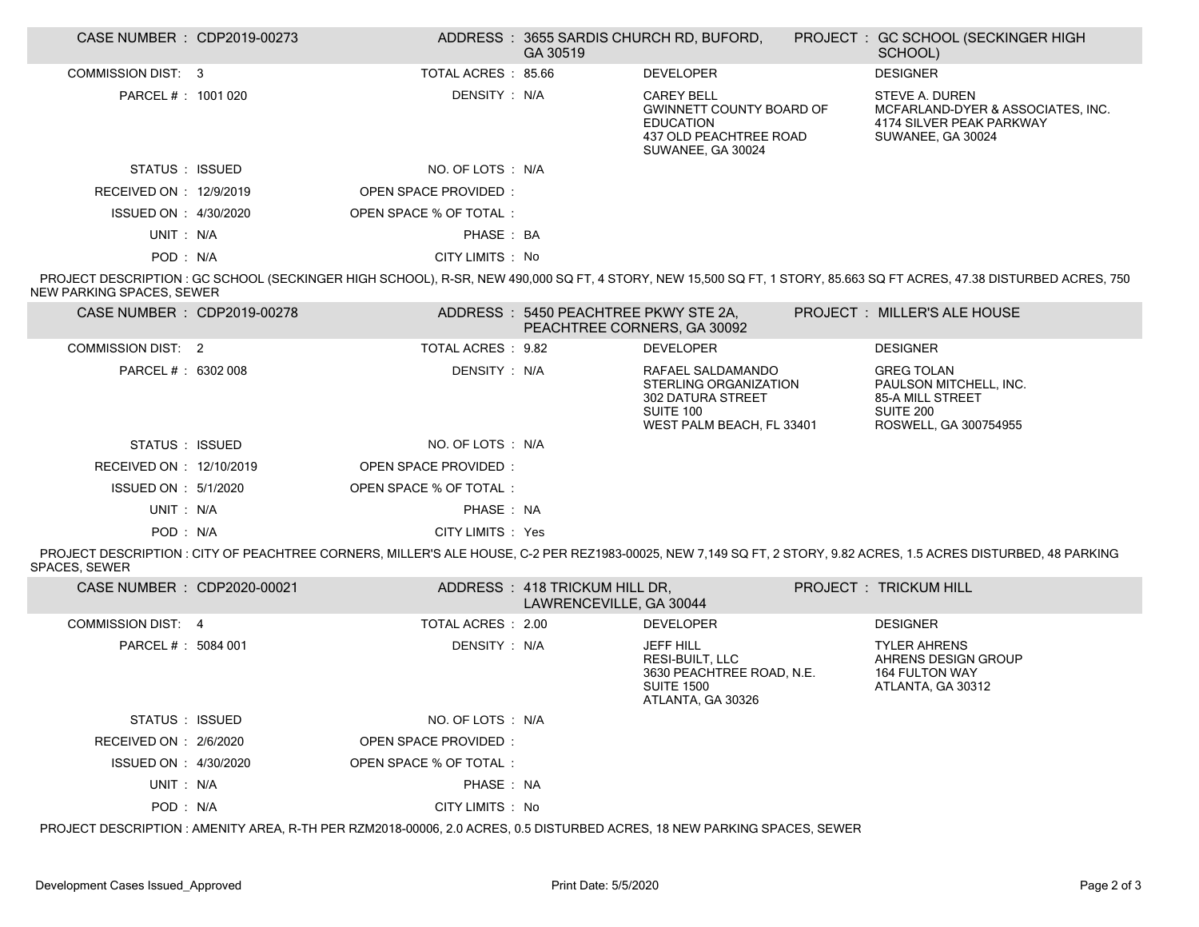| CASE NUMBER : CDP2019-00273 | | ADDRESS : 3655 SARDIS CHURCH RD, BUFORD, GA 30519 | | PROJECT : GC SCHOOL (SECKINGER HIGH SCHOOL) |
|---|---|---|---|---|
| COMMISSION DIST: 3 | TOTAL ACRES : 85.66 | | DEVELOPER | DESIGNER |
| PARCEL # : 1001 020 | DENSITY : N/A | | CAREY BELL<br>GWINNETT COUNTY BOARD OF EDUCATION<br>437 OLD PEACHTREE ROAD<br>SUWANEE, GA 30024 | STEVE A. DUREN<br>MCFARLAND-DYER & ASSOCIATES, INC.<br>4174 SILVER PEAK PARKWAY<br>SUWANEE, GA 30024 |
| STATUS : ISSUED | NO. OF LOTS : N/A | | | |
| RECEIVED ON : 12/9/2019 | OPEN SPACE PROVIDED : | | | |
| ISSUED ON : 4/30/2020 | OPEN SPACE % OF TOTAL : | | | |
| UNIT : N/A | PHASE : BA | | | |
| POD : N/A | CITY LIMITS : No | | | |

PROJECT DESCRIPTION : GC SCHOOL (SECKINGER HIGH SCHOOL), R-SR, NEW 490,000 SQ FT, 4 STORY, NEW 15,500 SQ FT, 1 STORY, 85.663 SQ FT ACRES, 47.38 DISTURBED ACRES, 750 NEW PARKING SPACES, SEWER

| CASE NUMBER : CDP2019-00278 | | ADDRESS : 5450 PEACHTREE PKWY STE 2A, PEACHTREE CORNERS, GA 30092 | | PROJECT : MILLER'S ALE HOUSE |
|---|---|---|---|---|
| COMMISSION DIST: 2 | TOTAL ACRES : 9.82 | | DEVELOPER | DESIGNER |
| PARCEL # : 6302 008 | DENSITY : N/A | | RAFAEL SALDAMANDO<br>STERLING ORGANIZATION<br>302 DATURA STREET<br>SUITE 100<br>WEST PALM BEACH, FL 33401 | GREG TOLAN<br>PAULSON MITCHELL, INC.<br>85-A MILL STREET<br>SUITE 200<br>ROSWELL, GA 300754955 |
| STATUS : ISSUED | NO. OF LOTS : N/A | | | |
| RECEIVED ON : 12/10/2019 | OPEN SPACE PROVIDED : | | | |
| ISSUED ON : 5/1/2020 | OPEN SPACE % OF TOTAL : | | | |
| UNIT : N/A | PHASE : NA | | | |
| POD : N/A | CITY LIMITS : Yes | | | |

PROJECT DESCRIPTION : CITY OF PEACHTREE CORNERS, MILLER'S ALE HOUSE, C-2 PER REZ1983-00025, NEW 7,149 SQ FT, 2 STORY, 9.82 ACRES, 1.5 ACRES DISTURBED, 48 PARKING SPACES, SEWER

| CASE NUMBER : CDP2020-00021 | | ADDRESS : 418 TRICKUM HILL DR, LAWRENCEVILLE, GA 30044 | | PROJECT : TRICKUM HILL |
|---|---|---|---|---|
| COMMISSION DIST: 4 | TOTAL ACRES : 2.00 | | DEVELOPER | DESIGNER |
| PARCEL # : 5084 001 | DENSITY : N/A | | JEFF HILL<br>RESI-BUILT, LLC<br>3630 PEACHTREE ROAD, N.E.<br>SUITE 1500<br>ATLANTA, GA 30326 | TYLER AHRENS<br>AHRENS DESIGN GROUP<br>164 FULTON WAY<br>ATLANTA, GA 30312 |
| STATUS : ISSUED | NO. OF LOTS : N/A | | | |
| RECEIVED ON : 2/6/2020 | OPEN SPACE PROVIDED : | | | |
| ISSUED ON : 4/30/2020 | OPEN SPACE % OF TOTAL : | | | |
| UNIT : N/A | PHASE : NA | | | |
| POD : N/A | CITY LIMITS : No | | | |

PROJECT DESCRIPTION : AMENITY AREA, R-TH PER RZM2018-00006, 2.0 ACRES, 0.5 DISTURBED ACRES, 18 NEW PARKING SPACES, SEWER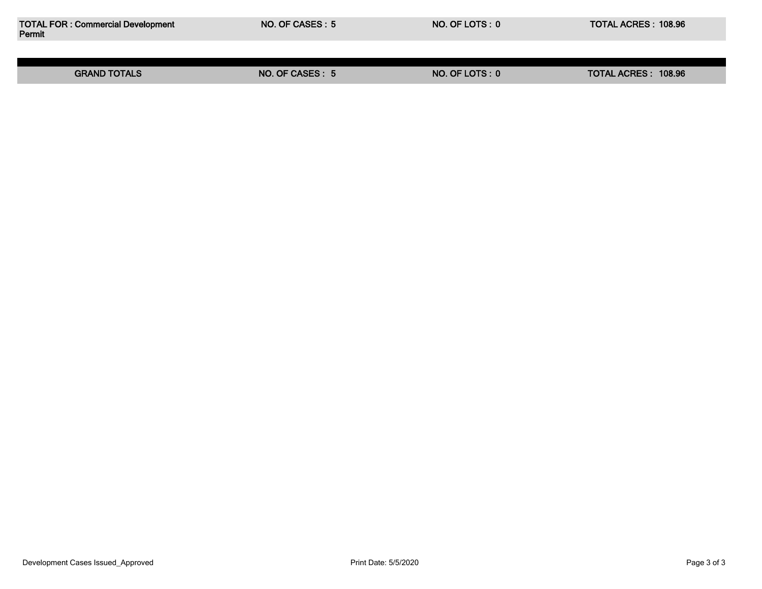| | | | |
|---|---|---|---|
| TOTAL FOR : Commercial Development Permit | NO. OF CASES : 5 | NO. OF LOTS : 0 | TOTAL ACRES : 108.96 |
| GRAND TOTALS | NO. OF CASES : 5 | NO. OF LOTS : 0 | TOTAL ACRES : 108.96 |